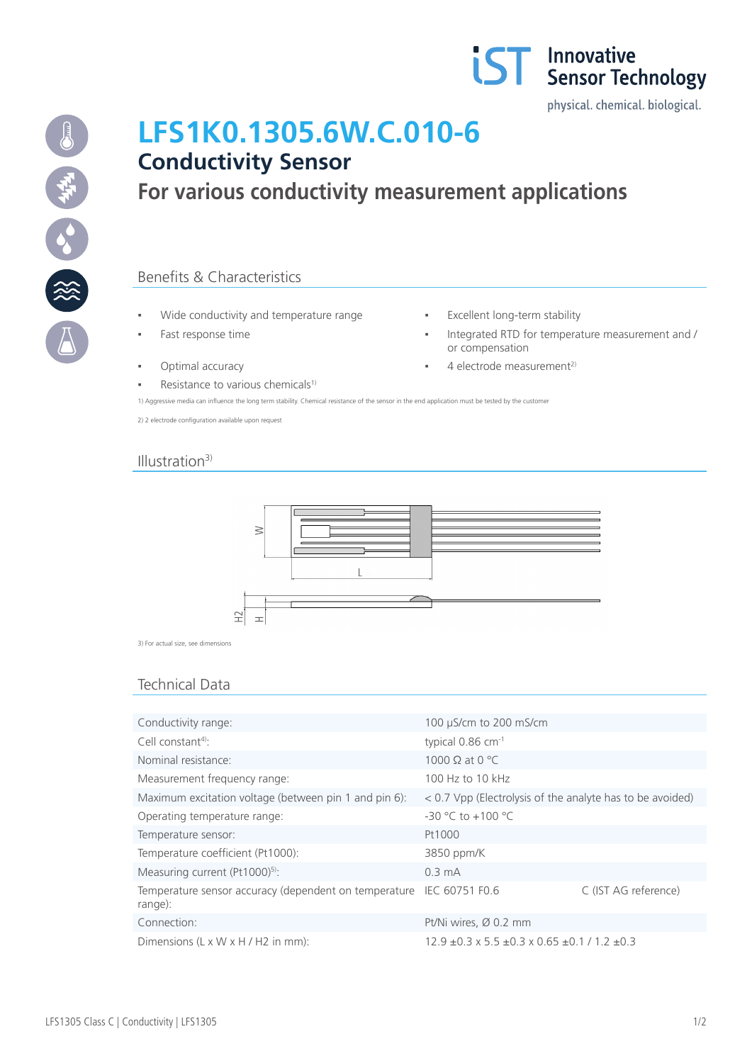# LFS1K0.1305.6W.C.010-6

## Conductivity Sensor

## For various conductivity measurement applications

### Benefits & Characteristics

- Wide conductivity and temperature range
- Fast response time
- Optimal accuracy
- Resistance to various chemicals[1)]
- Excellent long-term stability
- Integrated RTD for temperature measurement and / or compensation
- 4 electrode measurement[2)]

1) Aggressive media can influence the long term stability. Chemical resistance of the sensor in the end application must be tested by the customer

2) 2 electrode configuration available upon request

### Illustration[3)]

3) For actual size, see dimensions

### Technical Data

| | | |
|---|---|---|
| Conductivity range: | 100 µS/cm to 200 mS/cm | |
| Cell constant[4)]: | typical 0.86 $cm^{-1}$ | |
| Nominal resistance: | 1000 Ω at 0 °C | |
| Measurement frequency range: | 100 Hz to 10 kHz | |
| Maximum excitation voltage (between pin 1 and pin 6): | < 0.7 Vpp (Electrolysis of the analyte has to be avoided) | |
| Operating temperature range: | -30 °C to +100 °C | |
| Temperature sensor: | Pt1000 | |
| Temperature coefficient (Pt1000): | 3850 ppm/K | |
| Measuring current (Pt1000)[5)]: | 0.3 mA | |
| Temperature sensor accuracy (dependent on temperature range): | IEC 60751 F0.6 | C (IST AG reference) |
| Connection: | Pt/Ni wires, Ø 0.2 mm | |
| Dimensions (L x W x H / H2 in mm): | 12.9 ±0.3 x 5.5 ±0.3 x 0.65 ±0.1 / 1.2 ±0.3 | |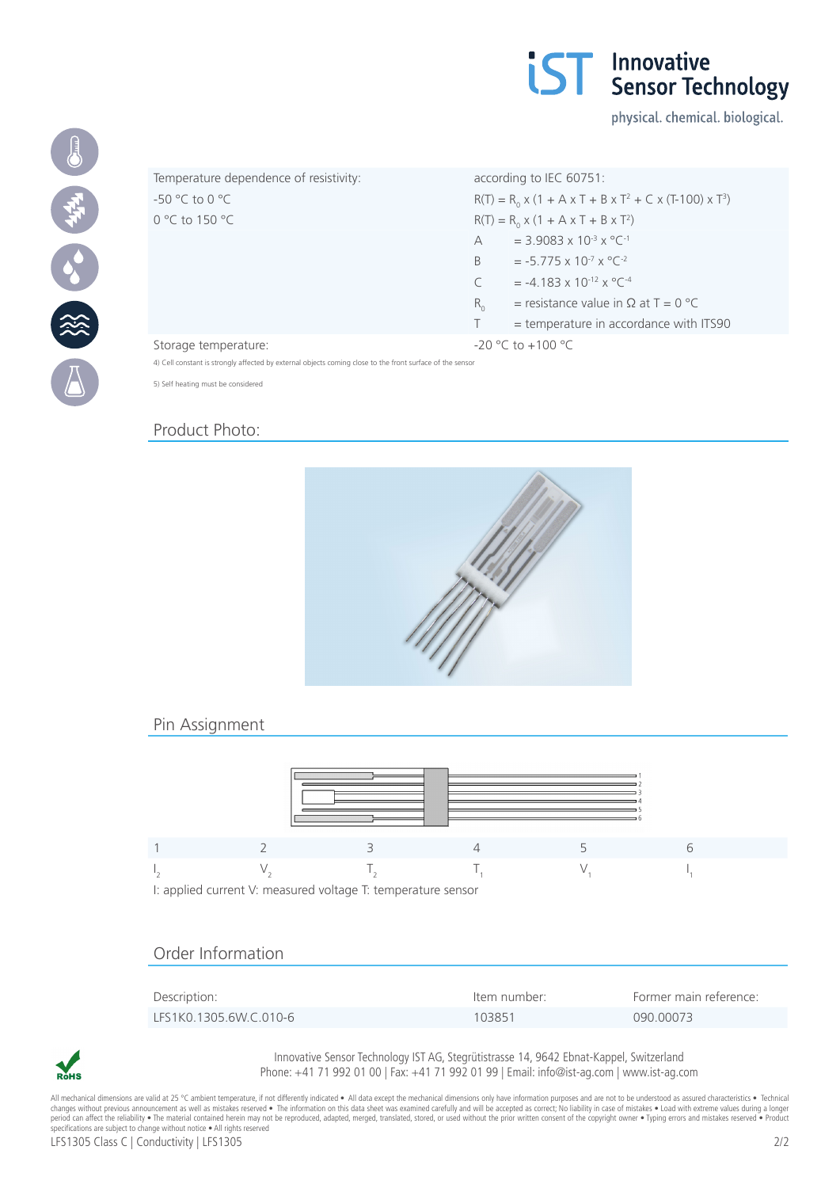| | |
|---|---|
| Temperature dependence of resistivity: | according to IEC 60751: |
| -50 °C to 0 °C | $R(T) = R_0 \times (1 + A \times T + B \times T^2 + C \times (T-100) \times T^3)$ |
| 0 °C to 150 °C | $R(T) = R_0 \times (1 + A \times T + B \times T^2)$ |
| | A = $3.9083 \times 10^{-3} \times °C^{-1}$ |
| | B = $-5.775 \times 10^{-7} \times °C^{-2}$ |
| | C = $-4.183 \times 10^{-12} \times °C^{-4}$ |
| | $R_0$ = resistance value in Ω at T = 0 °C |
| | T = temperature in accordance with ITS90 |
| Storage temperature: | -20 °C to +100 °C |

4) Cell constant is strongly affected by external objects coming close to the front surface of the sensor

5) Self heating must be considered

## Product Photo:

## Pin Assignment

1
2
3
4
5
6

| 1 | 2 | 3 | 4 | 5 | 6 |
|---|---|---|---|---|---|
| $I_2$ | $V_2$ | $T_2$ | $T_1$ | $V_1$ | $I_1$ |

I: applied current V: measured voltage T: temperature sensor

## Order Information

| Description: | Item number: | Former main reference: |
|---|---|---|
| LFS1K0.1305.6W.C.010-6 | 103851 | 090.00073 |

RoHS

Innovative Sensor Technology IST AG, Stegrütistrasse 14, 9642 Ebnat-Kappel, Switzerland
Phone: +41 71 992 01 00 | Fax: +41 71 992 01 99 | Email: info@ist-ag.com | www.ist-ag.com

All mechanical dimensions are valid at 25 °C ambient temperature, if not differently indicated • All data except the mechanical dimensions only have information purposes and are not to be understood as assured characteristics • Technical changes without previous announcement as well as mistakes reserved • The information on this data sheet was examined carefully and will be accepted as correct; No liability in case of mistakes • Load with extreme values during a longer period can affect the reliability • The material contained herein may not be reproduced, adapted, merged, translated, stored, or used without the prior written consent of the copyright owner • Typing errors and mistakes reserved • Product specifications are subject to change without notice • All rights reserved

LFS1305 Class C | Conductivity | LFS1305